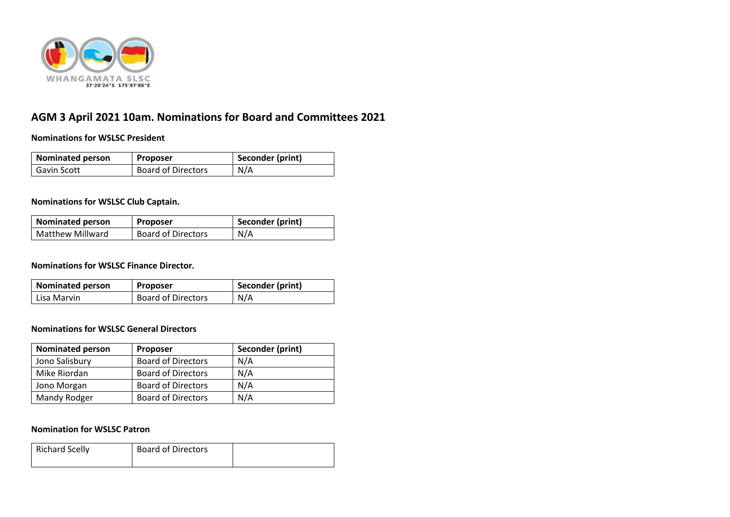WHANGAMATA SLSC
37°20'24"S 175°87'88"E

## AGM 3 April 2021 10am. Nominations for Board and Committees 2021

**Nominations for WSLSC President**

| Nominated person | Proposer | Seconder (print) |
|---|---|---|
| Gavin Scott | Board of Directors | N/A |

**Nominations for WSLSC Club Captain.**

| Nominated person | Proposer | Seconder (print) |
|---|---|---|
| Matthew Millward | Board of Directors | N/A |

**Nominations for WSLSC Finance Director.**

| Nominated person | Proposer | Seconder (print) |
|---|---|---|
| Lisa Marvin | Board of Directors | N/A |

**Nominations for WSLSC General Directors**

| Nominated person | Proposer | Seconder (print) |
|---|---|---|
| Jono Salisbury | Board of Directors | N/A |
| Mike Riordan | Board of Directors | N/A |
| Jono Morgan | Board of Directors | N/A |
| Mandy Rodger | Board of Directors | N/A |

**Nomination for WSLSC Patron**

| | | |
|---|---|---|
| Richard Scelly | Board of Directors | |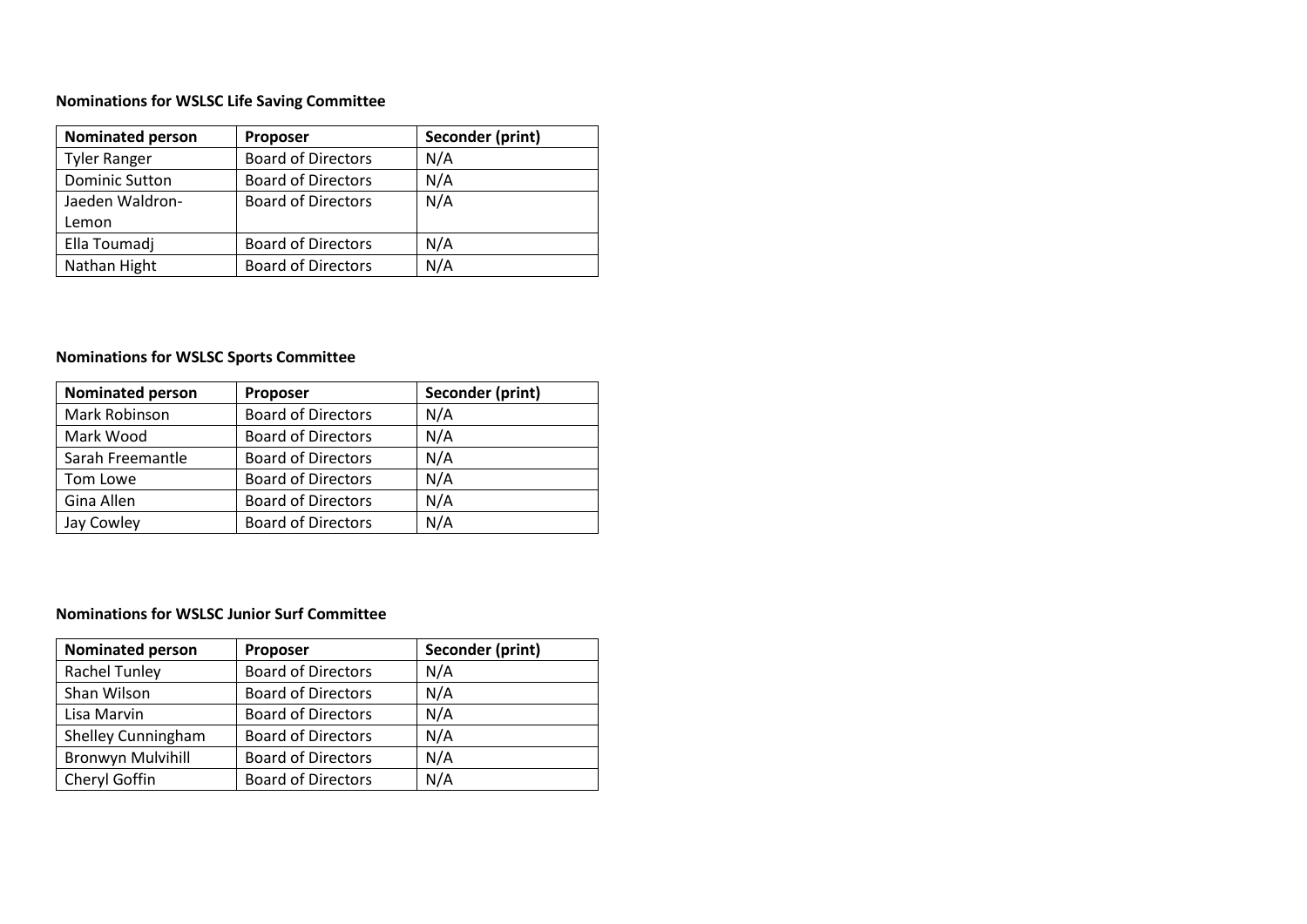**Nominations for WSLSC Life Saving Committee**

| Nominated person | Proposer | Seconder (print) |
|---|---|---|
| Tyler Ranger | Board of Directors | N/A |
| Dominic Sutton | Board of Directors | N/A |
| Jaeden Waldron-Lemon | Board of Directors | N/A |
| Ella Toumadj | Board of Directors | N/A |
| Nathan Hight | Board of Directors | N/A |

**Nominations for WSLSC Sports Committee**

| Nominated person | Proposer | Seconder (print) |
|---|---|---|
| Mark Robinson | Board of Directors | N/A |
| Mark Wood | Board of Directors | N/A |
| Sarah Freemantle | Board of Directors | N/A |
| Tom Lowe | Board of Directors | N/A |
| Gina Allen | Board of Directors | N/A |
| Jay Cowley | Board of Directors | N/A |

**Nominations for WSLSC Junior Surf Committee**

| Nominated person | Proposer | Seconder (print) |
|---|---|---|
| Rachel Tunley | Board of Directors | N/A |
| Shan Wilson | Board of Directors | N/A |
| Lisa Marvin | Board of Directors | N/A |
| Shelley Cunningham | Board of Directors | N/A |
| Bronwyn Mulvihill | Board of Directors | N/A |
| Cheryl Goffin | Board of Directors | N/A |